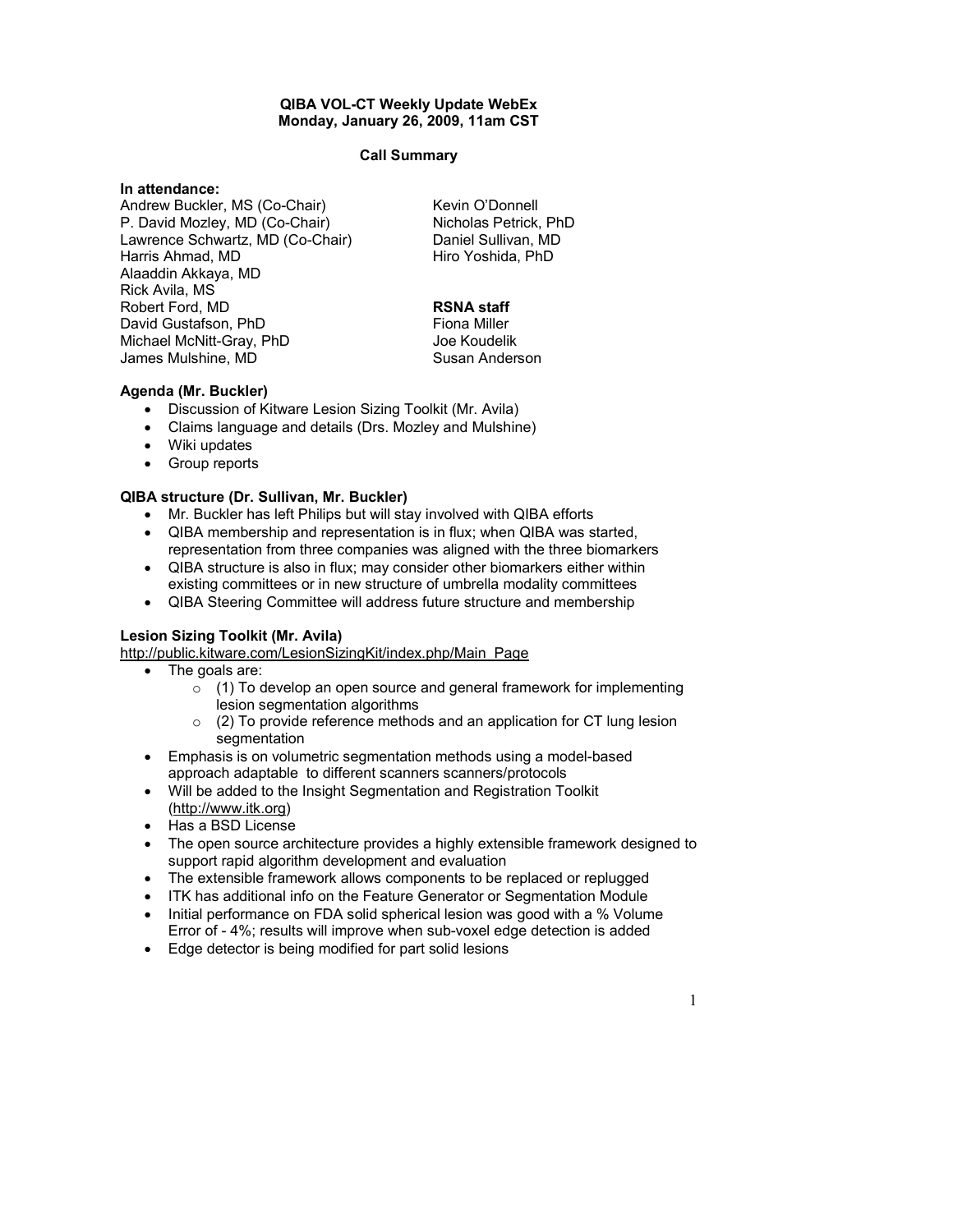**QIBA VOL-CT Weekly Update WebEx**
**Monday, January 26, 2009, 11am CST**

**Call Summary**

**In attendance:**

Andrew Buckler, MS (Co-Chair)
P. David Mozley, MD (Co-Chair)
Lawrence Schwartz, MD (Co-Chair)
Harris Ahmad, MD
Alaaddin Akkaya, MD
Rick Avila, MS
Robert Ford, MD
David Gustafson, PhD
Michael McNitt-Gray, PhD
James Mulshine, MD
Kevin O'Donnell
Nicholas Petrick, PhD
Daniel Sullivan, MD
Hiro Yoshida, PhD

**RSNA staff**

Fiona Miller
Joe Koudelik
Susan Anderson

**Agenda (Mr. Buckler)**

- Discussion of Kitware Lesion Sizing Toolkit (Mr. Avila)
- Claims language and details (Drs. Mozley and Mulshine)
- Wiki updates
- Group reports

**QIBA structure (Dr. Sullivan, Mr. Buckler)**

- Mr. Buckler has left Philips but will stay involved with QIBA efforts
- QIBA membership and representation is in flux; when QIBA was started, representation from three companies was aligned with the three biomarkers
- QIBA structure is also in flux; may consider other biomarkers either within existing committees or in new structure of umbrella modality committees
- QIBA Steering Committee will address future structure and membership

**Lesion Sizing Toolkit (Mr. Avila)**

http://public.kitware.com/LesionSizingKit/index.php/Main_Page

- The goals are:
  - (1) To develop an open source and general framework for implementing lesion segmentation algorithms
  - (2) To provide reference methods and an application for CT lung lesion segmentation
- Emphasis is on volumetric segmentation methods using a model-based approach adaptable to different scanners scanners/protocols
- Will be added to the Insight Segmentation and Registration Toolkit (http://www.itk.org)
- Has a BSD License
- The open source architecture provides a highly extensible framework designed to support rapid algorithm development and evaluation
- The extensible framework allows components to be replaced or replugged
- ITK has additional info on the Feature Generator or Segmentation Module
- Initial performance on FDA solid spherical lesion was good with a % Volume Error of - 4%; results will improve when sub-voxel edge detection is added
- Edge detector is being modified for part solid lesions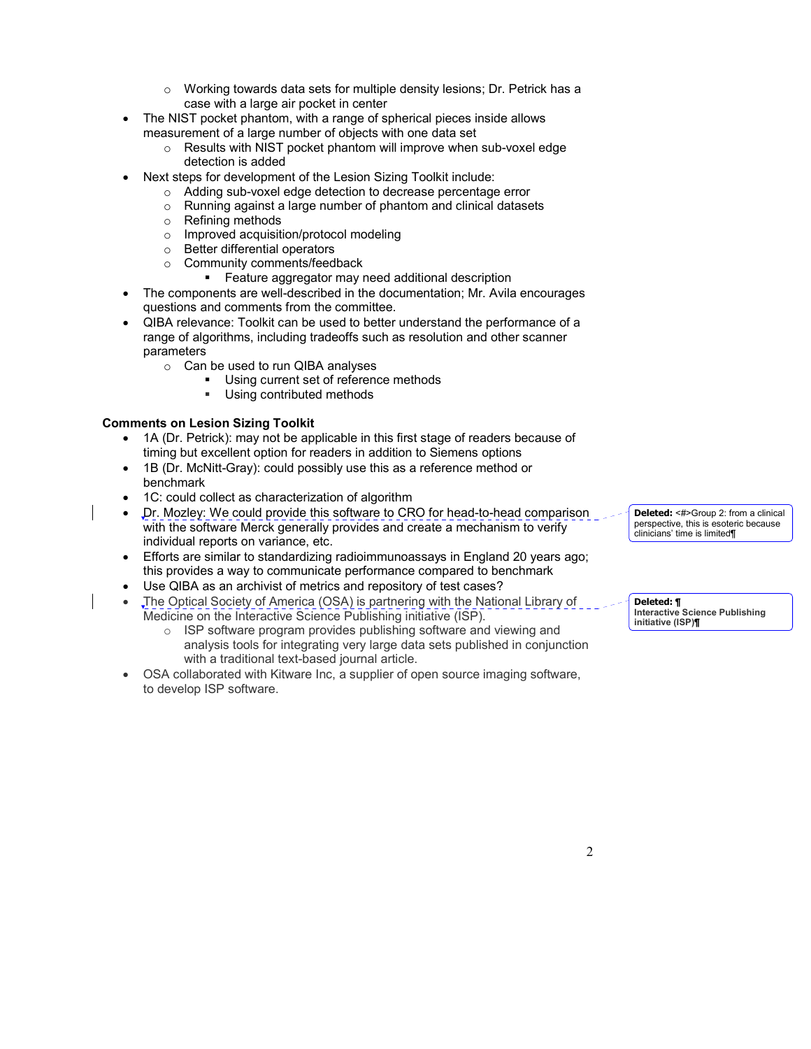- Working towards data sets for multiple density lesions; Dr. Petrick has a case with a large air pocket in center
- The NIST pocket phantom, with a range of spherical pieces inside allows measurement of a large number of objects with one data set
  - Results with NIST pocket phantom will improve when sub-voxel edge detection is added
- Next steps for development of the Lesion Sizing Toolkit include:
  - Adding sub-voxel edge detection to decrease percentage error
  - Running against a large number of phantom and clinical datasets
  - Refining methods
  - Improved acquisition/protocol modeling
  - Better differential operators
  - Community comments/feedback
    - Feature aggregator may need additional description
- The components are well-described in the documentation; Mr. Avila encourages questions and comments from the committee.
- QIBA relevance: Toolkit can be used to better understand the performance of a range of algorithms, including tradeoffs such as resolution and other scanner parameters
  - Can be used to run QIBA analyses
    - Using current set of reference methods
    - Using contributed methods

**Comments on Lesion Sizing Toolkit**

- 1A (Dr. Petrick): may not be applicable in this first stage of readers because of timing but excellent option for readers in addition to Siemens options
- 1B (Dr. McNitt-Gray): could possibly use this as a reference method or benchmark
- 1C: could collect as characterization of algorithm
- Dr. Mozley: We could provide this software to CRO for head-to-head comparison with the software Merck generally provides and create a mechanism to verify individual reports on variance, etc.
- Efforts are similar to standardizing radioimmunoassays in England 20 years ago; this provides a way to communicate performance compared to benchmark
- Use QIBA as an archivist of metrics and repository of test cases?
- The Optical Society of America (OSA) is partnering with the National Library of Medicine on the Interactive Science Publishing initiative (ISP).
  - ISP software program provides publishing software and viewing and analysis tools for integrating very large data sets published in conjunction with a traditional text-based journal article.
- OSA collaborated with Kitware Inc, a supplier of open source imaging software, to develop ISP software.

**Deleted:** <#>Group 2: from a clinical perspective, this is esoteric because clinicians' time is limited¶

**Deleted:** ¶ Interactive Science Publishing initiative (ISP)¶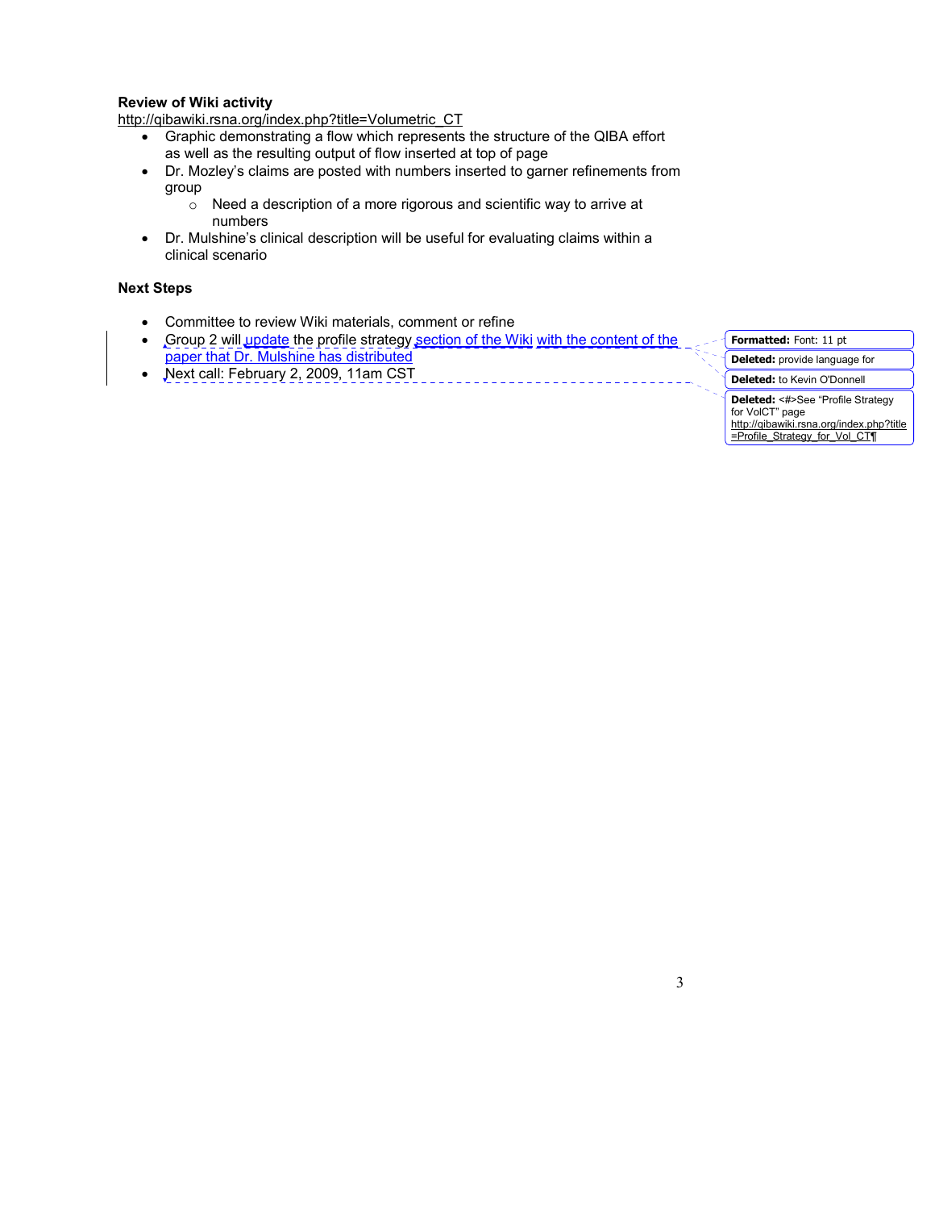**Review of Wiki activity**

http://qibawiki.rsna.org/index.php?title=Volumetric_CT

- Graphic demonstrating a flow which represents the structure of the QIBA effort as well as the resulting output of flow inserted at top of page
- Dr. Mozley's claims are posted with numbers inserted to garner refinements from group
    - Need a description of a more rigorous and scientific way to arrive at numbers
- Dr. Mulshine's clinical description will be useful for evaluating claims within a clinical scenario

**Next Steps**

- Committee to review Wiki materials, comment or refine
- Group 2 will update the profile strategy section of the Wiki with the content of the paper that Dr. Mulshine has distributed
- Next call: February 2, 2009, 11am CST

**Formatted:** Font: 11 pt

**Deleted:** provide language for

**Deleted:** to Kevin O'Donnell

**Deleted:** <#>See "Profile Strategy for VolCT" page http://qibawiki.rsna.org/index.php?title=Profile_Strategy_for_Vol_CT¶